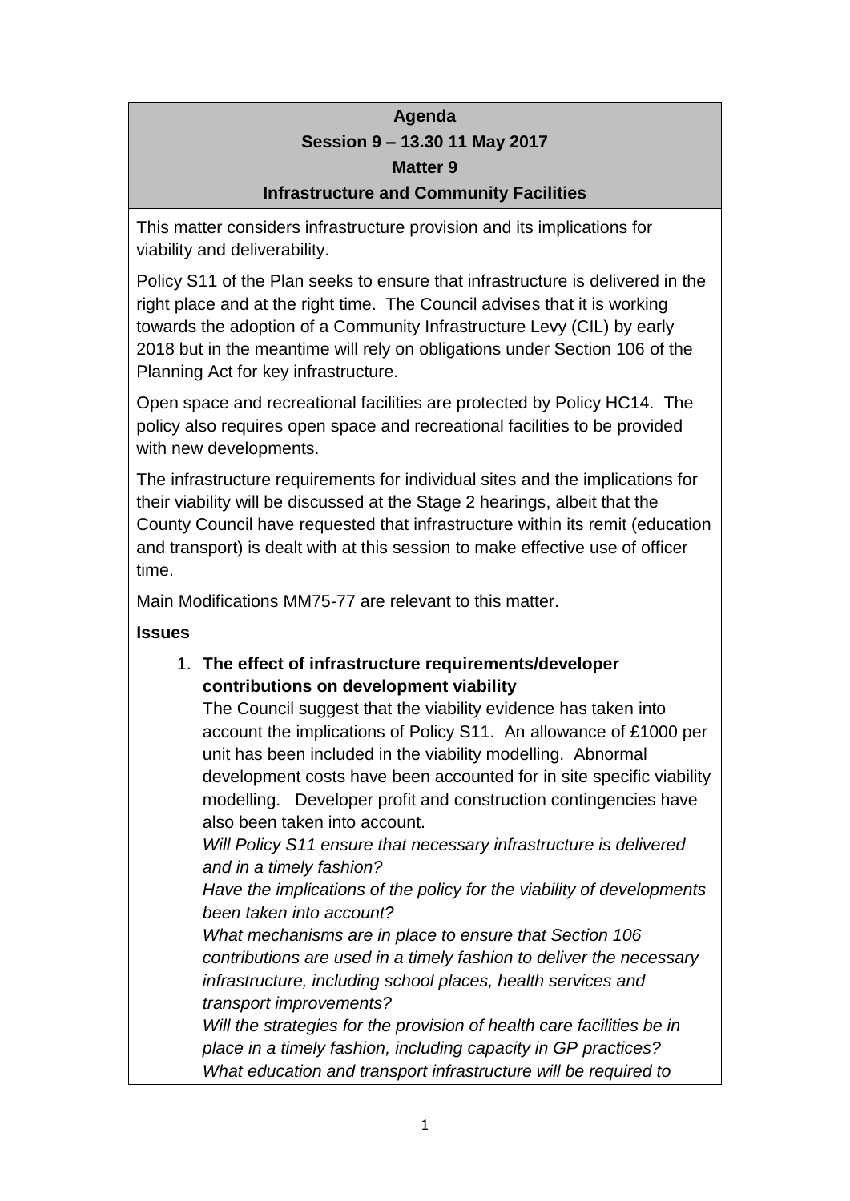# Agenda

## Session 9 – 13.30 11 May 2017

## Matter 9

## Infrastructure and Community Facilities

This matter considers infrastructure provision and its implications for viability and deliverability.

Policy S11 of the Plan seeks to ensure that infrastructure is delivered in the right place and at the right time. The Council advises that it is working towards the adoption of a Community Infrastructure Levy (CIL) by early 2018 but in the meantime will rely on obligations under Section 106 of the Planning Act for key infrastructure.

Open space and recreational facilities are protected by Policy HC14. The policy also requires open space and recreational facilities to be provided with new developments.

The infrastructure requirements for individual sites and the implications for their viability will be discussed at the Stage 2 hearings, albeit that the County Council have requested that infrastructure within its remit (education and transport) is dealt with at this session to make effective use of officer time.

Main Modifications MM75-77 are relevant to this matter.

**Issues**

1. **The effect of infrastructure requirements/developer contributions on development viability**

   The Council suggest that the viability evidence has taken into account the implications of Policy S11. An allowance of £1000 per unit has been included in the viability modelling. Abnormal development costs have been accounted for in site specific viability modelling. Developer profit and construction contingencies have also been taken into account.

   *Will Policy S11 ensure that necessary infrastructure is delivered and in a timely fashion?*

   *Have the implications of the policy for the viability of developments been taken into account?*

   *What mechanisms are in place to ensure that Section 106 contributions are used in a timely fashion to deliver the necessary infrastructure, including school places, health services and transport improvements?*

   *Will the strategies for the provision of health care facilities be in place in a timely fashion, including capacity in GP practices?*

   *What education and transport infrastructure will be required to*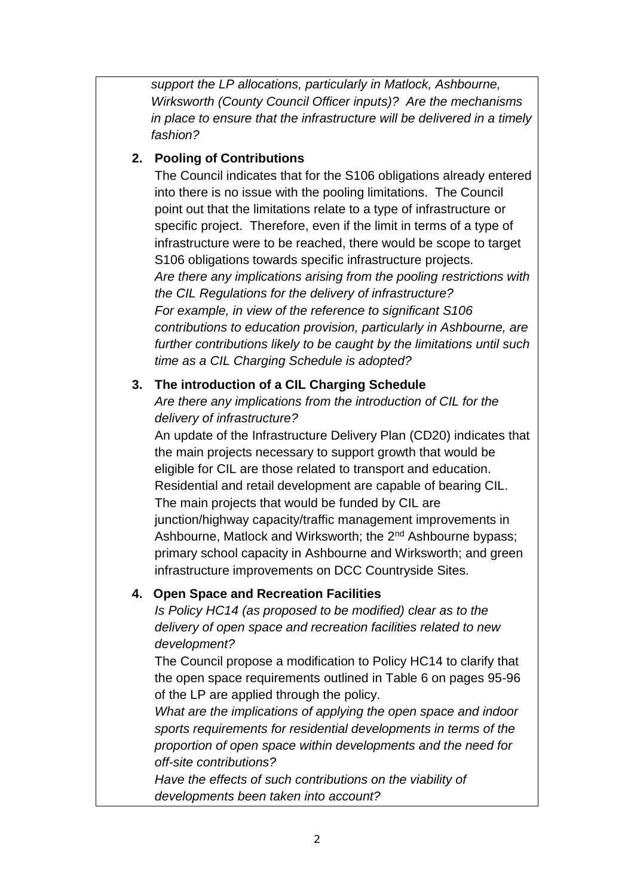*support the LP allocations, particularly in Matlock, Ashbourne, Wirksworth (County Council Officer inputs)? Are the mechanisms in place to ensure that the infrastructure will be delivered in a timely fashion?*

**2. Pooling of Contributions**

The Council indicates that for the S106 obligations already entered into there is no issue with the pooling limitations. The Council point out that the limitations relate to a type of infrastructure or specific project. Therefore, even if the limit in terms of a type of infrastructure were to be reached, there would be scope to target S106 obligations towards specific infrastructure projects.

*Are there any implications arising from the pooling restrictions with the CIL Regulations for the delivery of infrastructure?*

*For example, in view of the reference to significant S106 contributions to education provision, particularly in Ashbourne, are further contributions likely to be caught by the limitations until such time as a CIL Charging Schedule is adopted?*

**3. The introduction of a CIL Charging Schedule**

*Are there any implications from the introduction of CIL for the delivery of infrastructure?*

An update of the Infrastructure Delivery Plan (CD20) indicates that the main projects necessary to support growth that would be eligible for CIL are those related to transport and education. Residential and retail development are capable of bearing CIL. The main projects that would be funded by CIL are junction/highway capacity/traffic management improvements in Ashbourne, Matlock and Wirksworth; the 2nd Ashbourne bypass; primary school capacity in Ashbourne and Wirksworth; and green infrastructure improvements on DCC Countryside Sites.

**4. Open Space and Recreation Facilities**

*Is Policy HC14 (as proposed to be modified) clear as to the delivery of open space and recreation facilities related to new development?*

The Council propose a modification to Policy HC14 to clarify that the open space requirements outlined in Table 6 on pages 95-96 of the LP are applied through the policy.

*What are the implications of applying the open space and indoor sports requirements for residential developments in terms of the proportion of open space within developments and the need for off-site contributions?*

*Have the effects of such contributions on the viability of developments been taken into account?*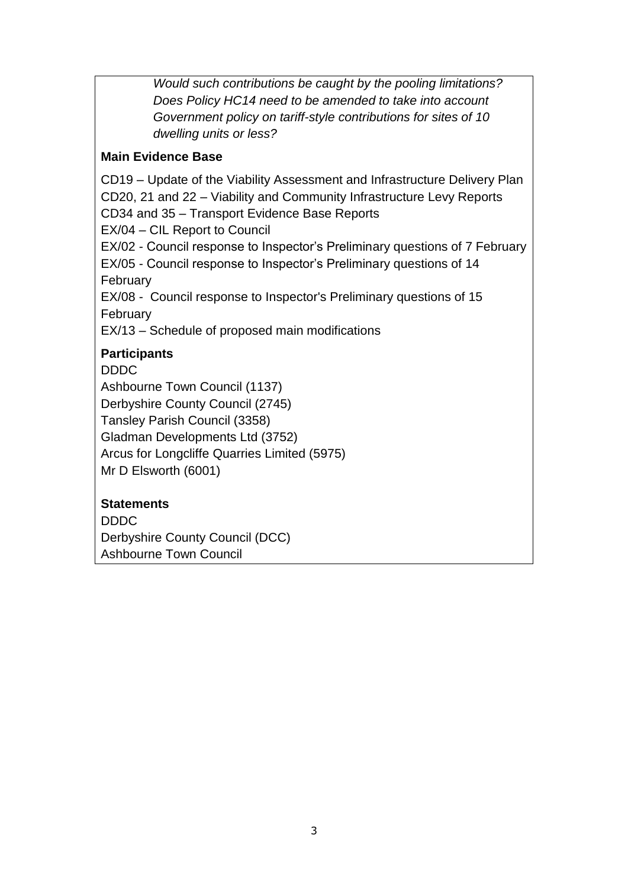*Would such contributions be caught by the pooling limitations? Does Policy HC14 need to be amended to take into account Government policy on tariff-style contributions for sites of 10 dwelling units or less?*

**Main Evidence Base**

CD19 – Update of the Viability Assessment and Infrastructure Delivery Plan
CD20, 21 and 22 – Viability and Community Infrastructure Levy Reports
CD34 and 35 – Transport Evidence Base Reports
EX/04 – CIL Report to Council
EX/02 - Council response to Inspector's Preliminary questions of 7 February
EX/05 - Council response to Inspector's Preliminary questions of 14 February
EX/08 - Council response to Inspector's Preliminary questions of 15 February
EX/13 – Schedule of proposed main modifications

**Participants**

DDDC
Ashbourne Town Council (1137)
Derbyshire County Council (2745)
Tansley Parish Council (3358)
Gladman Developments Ltd (3752)
Arcus for Longcliffe Quarries Limited (5975)
Mr D Elsworth (6001)

**Statements**

DDDC
Derbyshire County Council (DCC)
Ashbourne Town Council